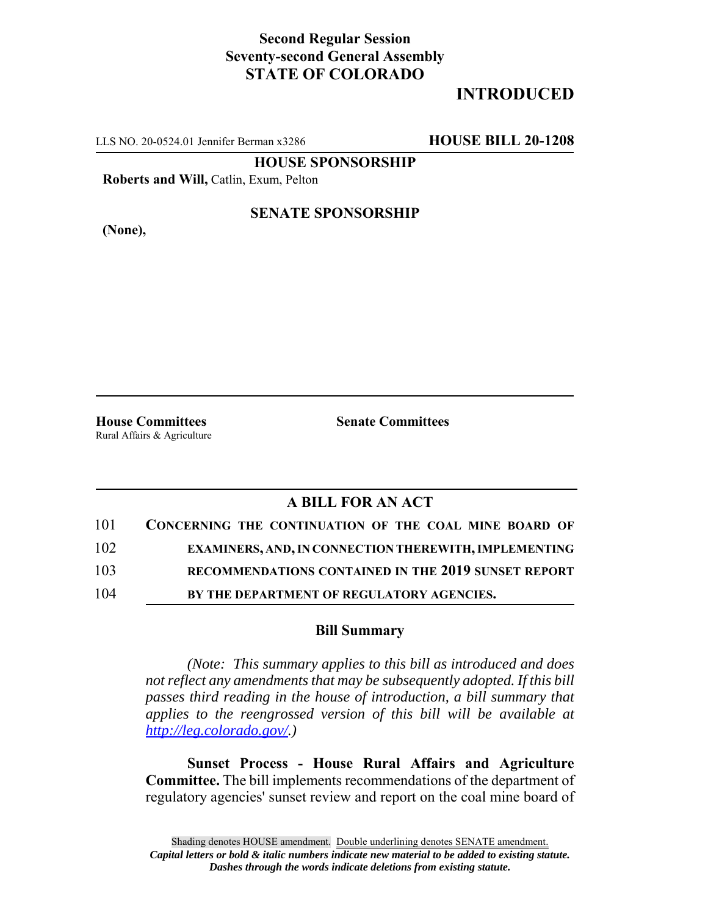**Second Regular Session**
**Seventy-second General Assembly**
**STATE OF COLORADO**

# INTRODUCED

LLS NO. 20-0524.01 Jennifer Berman x3286 **HOUSE BILL 20-1208**

**HOUSE SPONSORSHIP**

**Roberts and Will,** Catlin, Exum, Pelton

**SENATE SPONSORSHIP**

**(None),**

**House Committees**
Rural Affairs & Agriculture

**Senate Committees**

## A BILL FOR AN ACT

101 **CONCERNING THE CONTINUATION OF THE COAL MINE BOARD OF**
102 **EXAMINERS, AND, IN CONNECTION THEREWITH, IMPLEMENTING**
103 **RECOMMENDATIONS CONTAINED IN THE 2019 SUNSET REPORT**
104 **BY THE DEPARTMENT OF REGULATORY AGENCIES.**

### Bill Summary

*(Note: This summary applies to this bill as introduced and does not reflect any amendments that may be subsequently adopted. If this bill passes third reading in the house of introduction, a bill summary that applies to the reengrossed version of this bill will be available at http://leg.colorado.gov/.)*

**Sunset Process - House Rural Affairs and Agriculture Committee.** The bill implements recommendations of the department of regulatory agencies' sunset review and report on the coal mine board of

Shading denotes HOUSE amendment. Double underlining denotes SENATE amendment.
*Capital letters or bold & italic numbers indicate new material to be added to existing statute.*
*Dashes through the words indicate deletions from existing statute.*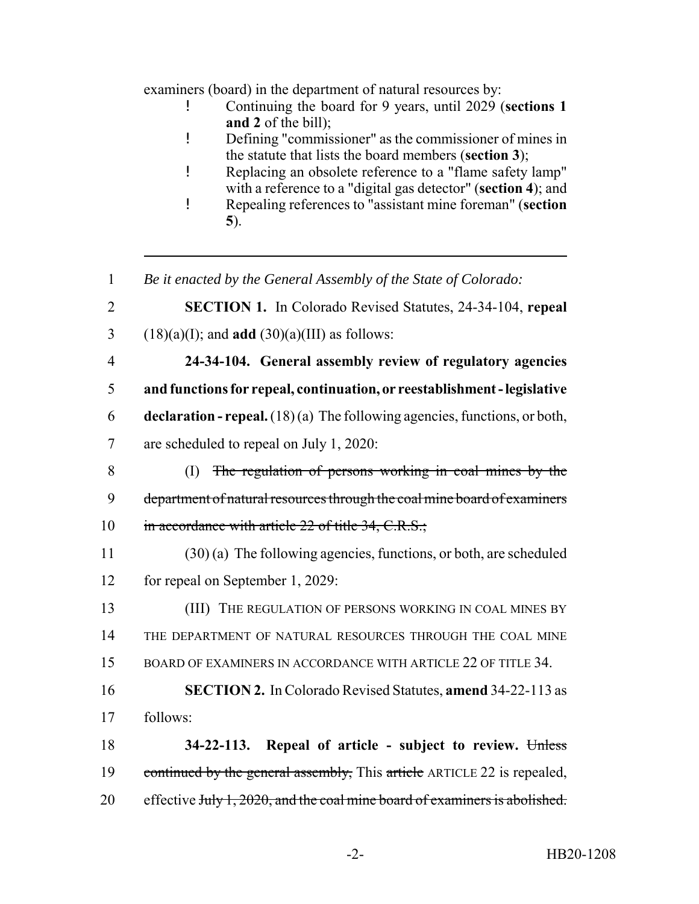examiners (board) in the department of natural resources by:

- Continuing the board for 9 years, until 2029 (**sections 1 and 2** of the bill);
- Defining "commissioner" as the commissioner of mines in the statute that lists the board members (**section 3**);
- Replacing an obsolete reference to a "flame safety lamp" with a reference to a "digital gas detector" (**section 4**); and
- Repealing references to "assistant mine foreman" (**section 5**).

---

1 *Be it enacted by the General Assembly of the State of Colorado:*

2 **SECTION 1.** In Colorado Revised Statutes, 24-34-104, **repeal**
3 (18)(a)(I); and **add** (30)(a)(III) as follows:

4 **24-34-104. General assembly review of regulatory agencies**
5 **and functions for repeal, continuation, or reestablishment - legislative**
6 **declaration - repeal.** (18) (a) The following agencies, functions, or both,
7 are scheduled to repeal on July 1, 2020:

8 (I) ~~The regulation of persons working in coal mines by the~~
9 ~~department of natural resources through the coal mine board of examiners~~
10 ~~in accordance with article 22 of title 34, C.R.S.;~~

11 (30) (a) The following agencies, functions, or both, are scheduled
12 for repeal on September 1, 2029:

13 (III) THE REGULATION OF PERSONS WORKING IN COAL MINES BY
14 THE DEPARTMENT OF NATURAL RESOURCES THROUGH THE COAL MINE
15 BOARD OF EXAMINERS IN ACCORDANCE WITH ARTICLE 22 OF TITLE 34.

16 **SECTION 2.** In Colorado Revised Statutes, **amend** 34-22-113 as
17 follows:

18 **34-22-113. Repeal of article - subject to review.** ~~Unless~~
19 ~~continued by the general assembly,~~ This ~~article~~ ARTICLE 22 is repealed,
20 effective ~~July 1, 2020, and the coal mine board of examiners is abolished.~~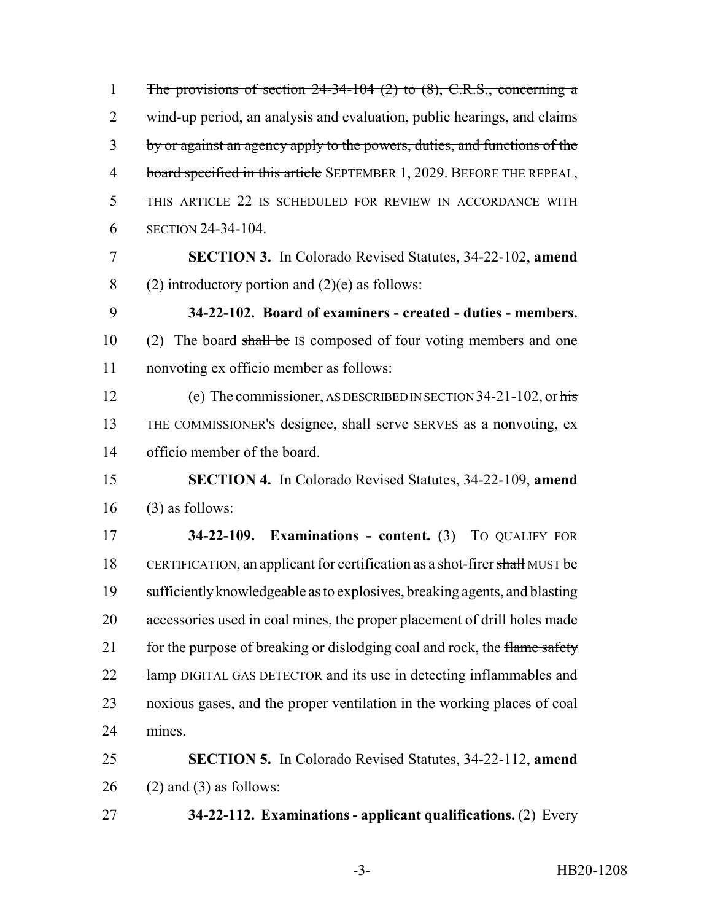~~The provisions of section 24-34-104 (2) to (8), C.R.S., concerning a wind-up period, an analysis and evaluation, public hearings, and claims by or against an agency apply to the powers, duties, and functions of the board specified in this article~~ SEPTEMBER 1, 2029. BEFORE THE REPEAL, THIS ARTICLE 22 IS SCHEDULED FOR REVIEW IN ACCORDANCE WITH SECTION 24-34-104.

**SECTION 3.** In Colorado Revised Statutes, 34-22-102, **amend** (2) introductory portion and (2)(e) as follows:

**34-22-102. Board of examiners - created - duties - members.** (2) The board ~~shall be~~ IS composed of four voting members and one nonvoting ex officio member as follows:

(e) The commissioner, AS DESCRIBED IN SECTION 34-21-102, or ~~his~~ THE COMMISSIONER'S designee, ~~shall serve~~ SERVES as a nonvoting, ex officio member of the board.

**SECTION 4.** In Colorado Revised Statutes, 34-22-109, **amend** (3) as follows:

**34-22-109. Examinations - content.** (3) TO QUALIFY FOR CERTIFICATION, an applicant for certification as a shot-firer ~~shall~~ MUST be sufficiently knowledgeable as to explosives, breaking agents, and blasting accessories used in coal mines, the proper placement of drill holes made for the purpose of breaking or dislodging coal and rock, the ~~flame safety lamp~~ DIGITAL GAS DETECTOR and its use in detecting inflammables and noxious gases, and the proper ventilation in the working places of coal mines.

**SECTION 5.** In Colorado Revised Statutes, 34-22-112, **amend** (2) and (3) as follows:

**34-22-112. Examinations - applicant qualifications.** (2) Every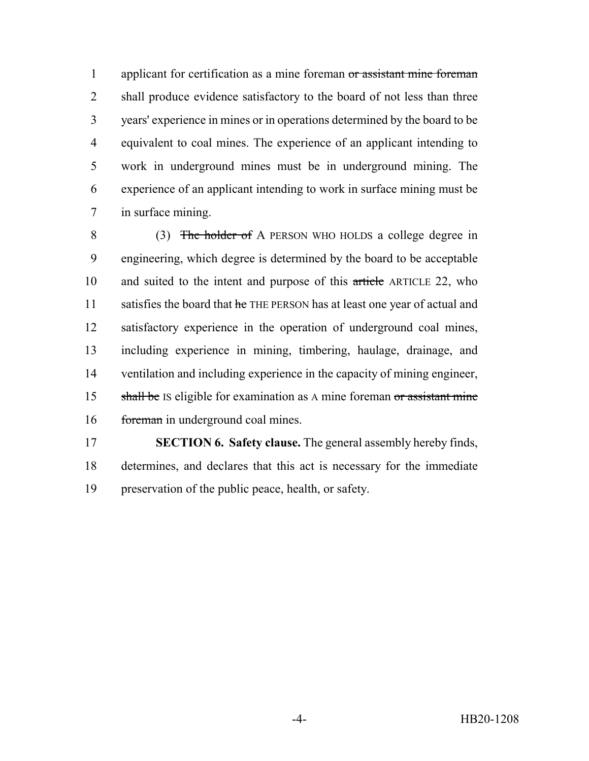applicant for certification as a mine foreman ~~or assistant mine foreman~~ shall produce evidence satisfactory to the board of not less than three years' experience in mines or in operations determined by the board to be equivalent to coal mines. The experience of an applicant intending to work in underground mines must be in underground mining. The experience of an applicant intending to work in surface mining must be in surface mining.

(3) ~~The holder of~~ A PERSON WHO HOLDS a college degree in engineering, which degree is determined by the board to be acceptable and suited to the intent and purpose of this ~~article~~ ARTICLE 22, who satisfies the board that ~~he~~ THE PERSON has at least one year of actual and satisfactory experience in the operation of underground coal mines, including experience in mining, timbering, haulage, drainage, and ventilation and including experience in the capacity of mining engineer, ~~shall be~~ IS eligible for examination as A mine foreman ~~or assistant mine foreman~~ in underground coal mines.

**SECTION 6. Safety clause.** The general assembly hereby finds, determines, and declares that this act is necessary for the immediate preservation of the public peace, health, or safety.